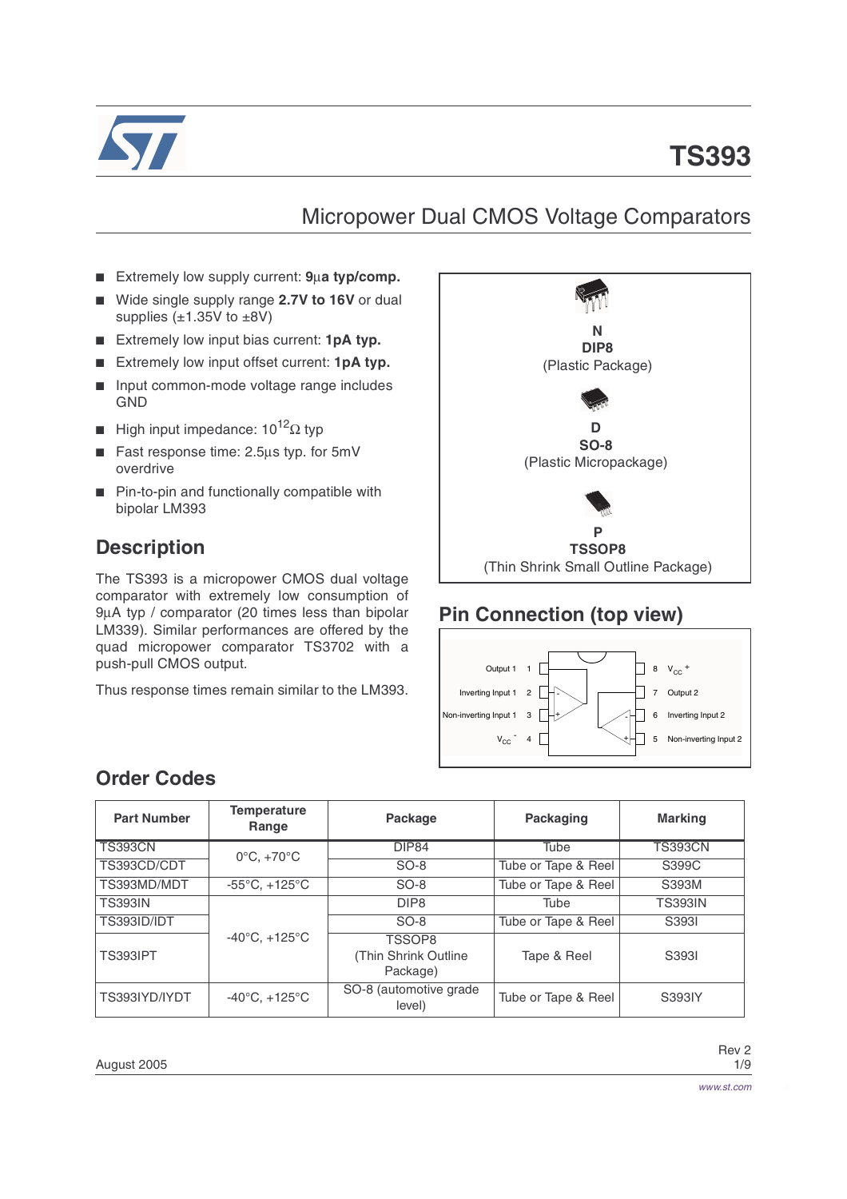# TS393

## Micropower Dual CMOS Voltage Comparators

- Extremely low supply current: **9µa typ/comp.**
- Wide single supply range **2.7V to 16V** or dual supplies (±1.35V to ±8V)
- Extremely low input bias current: **1pA typ.**
- Extremely low input offset current: **1pA typ.**
- Input common-mode voltage range includes GND
- High input impedance: $10^{12}\Omega$ typ
- Fast response time: 2.5µs typ. for 5mV overdrive
- Pin-to-pin and functionally compatible with bipolar LM393

**N**
**DIP8**
(Plastic Package)

**D**
**SO-8**
(Plastic Micropackage)

**P**
**TSSOP8**
(Thin Shrink Small Outline Package)

## Description

The TS393 is a micropower CMOS dual voltage comparator with extremely low consumption of 9µA typ / comparator (20 times less than bipolar LM339). Similar performances are offered by the quad micropower comparator TS3702 with a push-pull CMOS output.

Thus response times remain similar to the LM393.

## Pin Connection (top view)

| Pin | Function | Pin | Function |
|---|---|---|---|
| 1 | Output 1 | 8 | $V_{CC}^{+}$ |
| 2 | Inverting Input 1 | 7 | Output 2 |
| 3 | Non-inverting Input 1 | 6 | Inverting Input 2 |
| 4 | $V_{CC}^{-}$ | 5 | Non-inverting Input 2 |

## Order Codes

| Part Number | Temperature Range | Package | Packaging | Marking |
|---|---|---|---|---|
| TS393CN | 0°C, +70°C | DIP84 | Tube | TS393CN |
| TS393CD/CDT | | SO-8 | Tube or Tape & Reel | S399C |
| TS393MD/MDT | -55°C, +125°C | SO-8 | Tube or Tape & Reel | S393M |
| TS393IN | -40°C, +125°C | DIP8 | Tube | TS393IN |
| TS393ID/IDT | | SO-8 | Tube or Tape & Reel | S393I |
| TS393IPT | | TSSOP8 (Thin Shrink Outline Package) | Tape & Reel | S393I |
| TS393IYD/IYDT | -40°C, +125°C | SO-8 (automotive grade level) | Tube or Tape & Reel | S393IY |

August 2005 Rev 2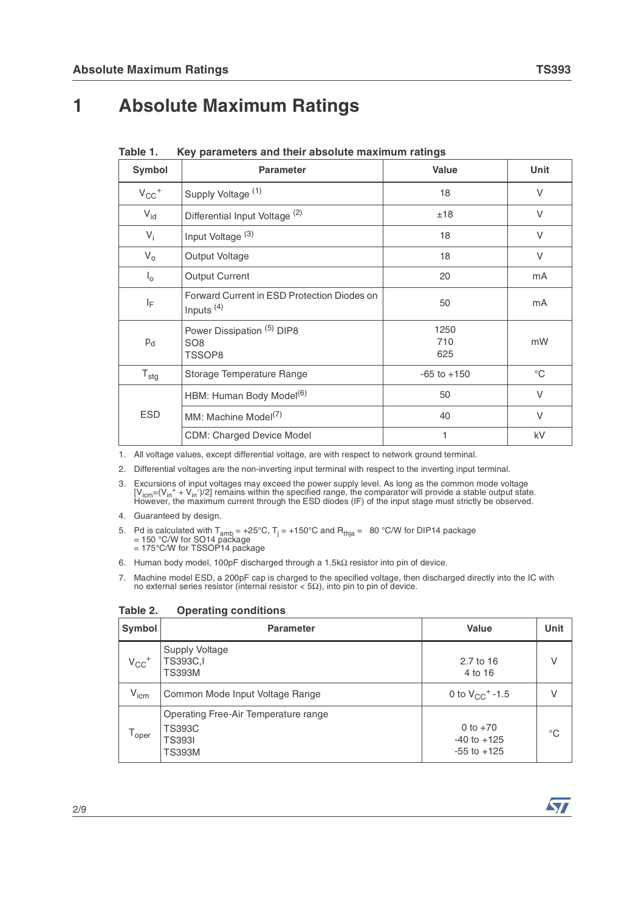# 1 Absolute Maximum Ratings

**Table 1. Key parameters and their absolute maximum ratings**

| Symbol | Parameter | Value | Unit |
|---|---|---|---|
| $V_{CC}^+$ | Supply Voltage [1] | 18 | V |
| $V_{id}$ | Differential Input Voltage [2] | ±18 | V |
| $V_i$ | Input Voltage [3] | 18 | V |
| $V_o$ | Output Voltage | 18 | V |
| $I_o$ | Output Current | 20 | mA |
| $I_F$ | Forward Current in ESD Protection Diodes on Inputs [4] | 50 | mA |
| $p_d$ | Power Dissipation [5] DIP8<br>SO8<br>TSSOP8 | 1250<br>710<br>625 | mW |
| $T_{stg}$ | Storage Temperature Range | -65 to +150 | °C |
| ESD | HBM: Human Body Model[6] | 50 | V |
| | MM: Machine Model[7] | 40 | V |
| | CDM: Charged Device Model | 1 | kV |

1. All voltage values, except differential voltage, are with respect to network ground terminal.
2. Differential voltages are the non-inverting input terminal with respect to the inverting input terminal.
3. Excursions of input voltages may exceed the power supply level. As long as the common mode voltage $[V_{icm}=(V_{in}^+ + V_{in}^-)/2]$ remains within the specified range, the comparator will provide a stable output state. However, the maximum current through the ESD diodes (IF) of the input stage must strictly be observed.
4. Guaranteed by design.
5. Pd is calculated with $T_{amb}$ = +25°C, $T_j$ = +150°C and $R_{thja}$ = 80 °C/W for DIP14 package = 150 °C/W for SO14 package = 175°C/W for TSSOP14 package
6. Human body model, 100pF discharged through a 1.5kΩ resistor into pin of device.
7. Machine model ESD, a 200pF cap is charged to the specified voltage, then discharged directly into the IC with no external series resistor (internal resistor < 5Ω), into pin to pin of device.

**Table 2. Operating conditions**

| Symbol | Parameter | Value | Unit |
|---|---|---|---|
| $V_{CC}^+$ | Supply Voltage<br>TS393C,I<br>TS393M | <br>2.7 to 16<br>4 to 16 | V |
| $V_{icm}$ | Common Mode Input Voltage Range | 0 to $V_{CC}^+$ -1.5 | V |
| $T_{oper}$ | Operating Free-Air Temperature range<br>TS393C<br>TS393I<br>TS393M | <br>0 to +70<br>-40 to +125<br>-55 to +125 | °C |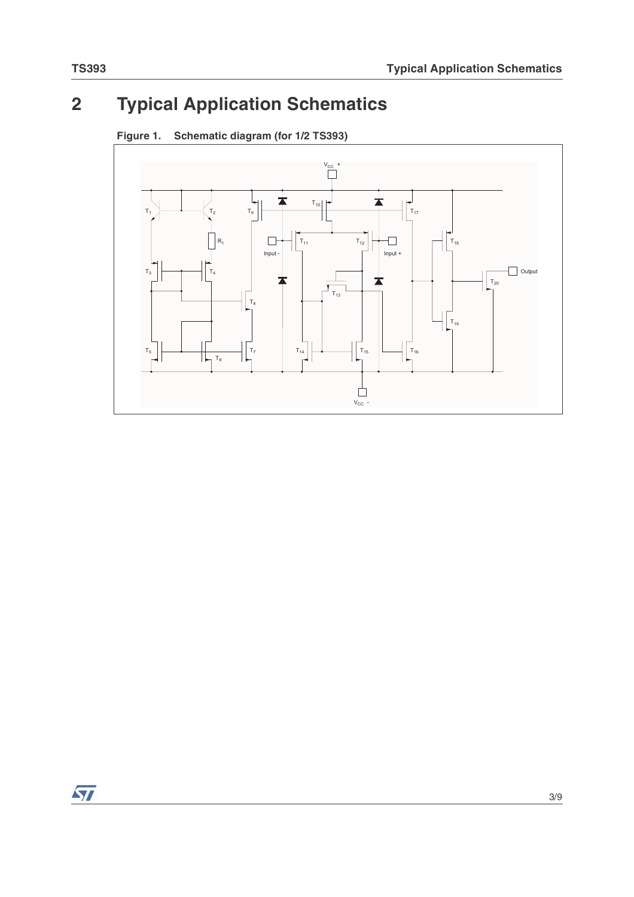# 2 Typical Application Schematics

**Figure 1. Schematic diagram (for 1/2 TS393)**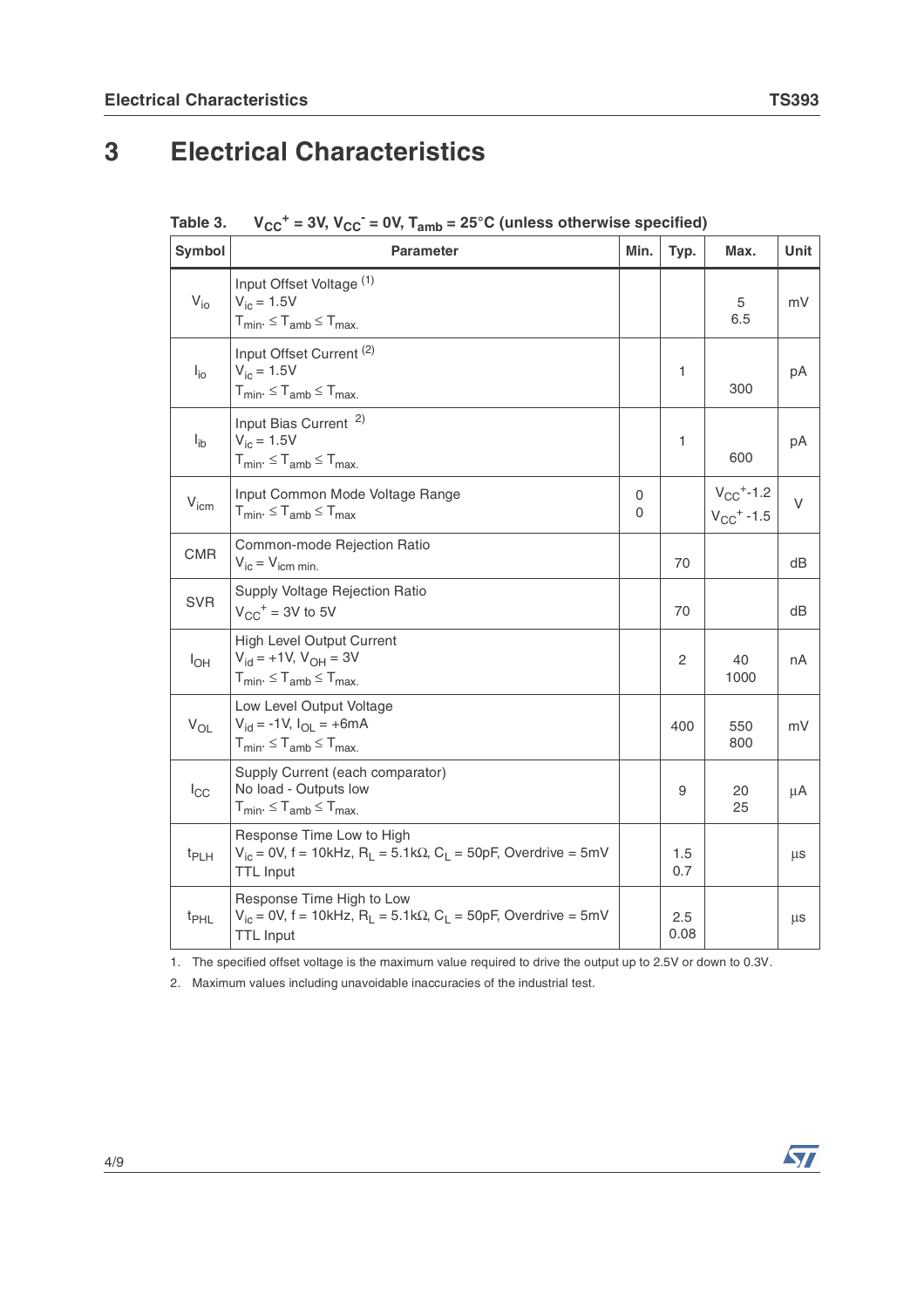# 3 Electrical Characteristics

**Table 3. $V_{CC}^+ = 3V$, $V_{CC}^- = 0V$, $T_{amb} = 25°C$ (unless otherwise specified)**

| Symbol | Parameter | Min. | Typ. | Max. | Unit |
|---|---|---|---|---|---|
| $V_{io}$ | Input Offset Voltage [1]<br>$V_{ic} = 1.5V$<br>$T_{min.} \leq T_{amb} \leq T_{max.}$ | | | 5<br>6.5 | mV |
| $I_{io}$ | Input Offset Current [2]<br>$V_{ic} = 1.5V$<br>$T_{min.} \leq T_{amb} \leq T_{max.}$ | | 1 | <br>300 | pA |
| $I_{ib}$ | Input Bias Current [2]<br>$V_{ic} = 1.5V$<br>$T_{min.} \leq T_{amb} \leq T_{max.}$ | | 1 | <br>600 | pA |
| $V_{icm}$ | Input Common Mode Voltage Range<br>$T_{min.} \leq T_{amb} \leq T_{max}$ | 0<br>0 | | $V_{CC}^+$-1.2<br>$V_{CC}^+$ -1.5 | V |
| CMR | Common-mode Rejection Ratio<br>$V_{ic} = V_{icm\ min.}$ | | 70 | | dB |
| SVR | Supply Voltage Rejection Ratio<br>$V_{CC}^+ = 3V$ to $5V$ | | 70 | | dB |
| $I_{OH}$ | High Level Output Current<br>$V_{id} = +1V$, $V_{OH} = 3V$<br>$T_{min.} \leq T_{amb} \leq T_{max.}$ | | 2 | 40<br>1000 | nA |
| $V_{OL}$ | Low Level Output Voltage<br>$V_{id} = -1V$, $I_{OL} = +6mA$<br>$T_{min.} \leq T_{amb} \leq T_{max.}$ | | 400 | 550<br>800 | mV |
| $I_{CC}$ | Supply Current (each comparator)<br>No load - Outputs low<br>$T_{min.} \leq T_{amb} \leq T_{max.}$ | | 9 | 20<br>25 | µA |
| $t_{PLH}$ | Response Time Low to High<br>$V_{ic} = 0V$, $f = 10kHz$, $R_L = 5.1k\Omega$, $C_L = 50pF$, Overdrive = 5mV<br>TTL Input | | 1.5<br>0.7 | | µs |
| $t_{PHL}$ | Response Time High to Low<br>$V_{ic} = 0V$, $f = 10kHz$, $R_L = 5.1k\Omega$, $C_L = 50pF$, Overdrive = 5mV<br>TTL Input | | 2.5<br>0.08 | | µs |

1. The specified offset voltage is the maximum value required to drive the output up to 2.5V or down to 0.3V.
2. Maximum values including unavoidable inaccuracies of the industrial test.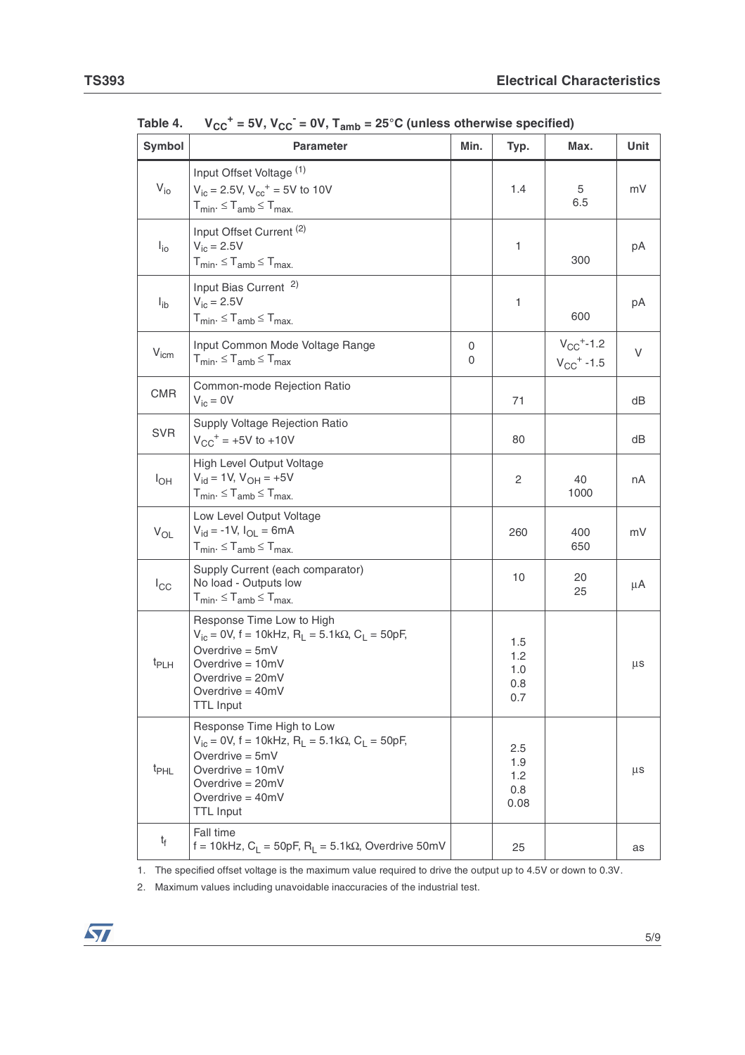Table 4. $V_{CC}^+ = 5V$, $V_{CC}^- = 0V$, $T_{amb} = 25°C$ (unless otherwise specified)

| Symbol | Parameter | Min. | Typ. | Max. | Unit |
|---|---|---|---|---|---|
| $V_{io}$ | Input Offset Voltage (1)<br>$V_{ic} = 2.5V$, $V_{cc}^+ = 5V$ to $10V$<br>$T_{min.} \leq T_{amb} \leq T_{max.}$ | | 1.4 | 5<br>6.5 | mV |
| $I_{io}$ | Input Offset Current (2)<br>$V_{ic} = 2.5V$<br>$T_{min.} \leq T_{amb} \leq T_{max.}$ | | 1 | <br>300 | pA |
| $I_{ib}$ | Input Bias Current (2)<br>$V_{ic} = 2.5V$<br>$T_{min.} \leq T_{amb} \leq T_{max.}$ | | 1 | <br>600 | pA |
| $V_{icm}$ | Input Common Mode Voltage Range<br>$T_{min.} \leq T_{amb} \leq T_{max}$ | 0<br>0 | | $V_{CC}^+$-1.2<br>$V_{CC}^+$ -1.5 | V |
| CMR | Common-mode Rejection Ratio<br>$V_{ic} = 0V$ | | 71 | | dB |
| SVR | Supply Voltage Rejection Ratio<br>$V_{CC}^+ = +5V$ to $+10V$ | | 80 | | dB |
| $I_{OH}$ | High Level Output Voltage<br>$V_{id} = 1V$, $V_{OH} = +5V$<br>$T_{min.} \leq T_{amb} \leq T_{max.}$ | | 2 | 40<br>1000 | nA |
| $V_{OL}$ | Low Level Output Voltage<br>$V_{id} = -1V$, $I_{OL} = 6mA$<br>$T_{min.} \leq T_{amb} \leq T_{max.}$ | | 260 | 400<br>650 | mV |
| $I_{CC}$ | Supply Current (each comparator)<br>No load - Outputs low<br>$T_{min.} \leq T_{amb} \leq T_{max.}$ | | 10 | 20<br>25 | µA |
| $t_{PLH}$ | Response Time Low to High<br>$V_{ic} = 0V$, $f = 10kHz$, $R_L = 5.1k\Omega$, $C_L = 50pF$,<br>Overdrive = 5mV<br>Overdrive = 10mV<br>Overdrive = 20mV<br>Overdrive = 40mV<br>TTL Input | | 1.5<br>1.2<br>1.0<br>0.8<br>0.7 | | µs |
| $t_{PHL}$ | Response Time High to Low<br>$V_{ic} = 0V$, $f = 10kHz$, $R_L = 5.1k\Omega$, $C_L = 50pF$,<br>Overdrive = 5mV<br>Overdrive = 10mV<br>Overdrive = 20mV<br>Overdrive = 40mV<br>TTL Input | | 2.5<br>1.9<br>1.2<br>0.8<br>0.08 | | µs |
| $t_f$ | Fall time<br>$f = 10kHz$, $C_L = 50pF$, $R_L = 5.1k\Omega$, Overdrive 50mV | | 25 | | as |

1. The specified offset voltage is the maximum value required to drive the output up to 4.5V or down to 0.3V.
2. Maximum values including unavoidable inaccuracies of the industrial test.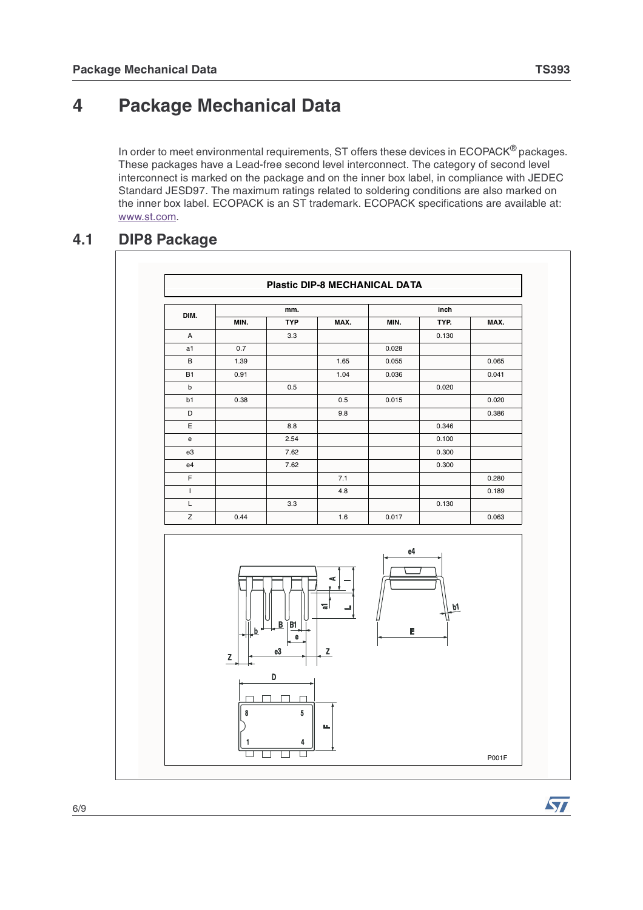# 4 Package Mechanical Data

In order to meet environmental requirements, ST offers these devices in ECOPACK® packages. These packages have a Lead-free second level interconnect. The category of second level interconnect is marked on the package and on the inner box label, in compliance with JEDEC Standard JESD97. The maximum ratings related to soldering conditions are also marked on the inner box label. ECOPACK is an ST trademark. ECOPACK specifications are available at: www.st.com.

## 4.1 DIP8 Package

**Plastic DIP-8 MECHANICAL DATA**

| DIM. | mm. | | | inch | | |
|---|---|---|---|---|---|---|
| | MIN. | TYP | MAX. | MIN. | TYP. | MAX. |
| A | | 3.3 | | | 0.130 | |
| a1 | 0.7 | | | 0.028 | | |
| B | 1.39 | | 1.65 | 0.055 | | 0.065 |
| B1 | 0.91 | | 1.04 | 0.036 | | 0.041 |
| b | | 0.5 | | | 0.020 | |
| b1 | 0.38 | | 0.5 | 0.015 | | 0.020 |
| D | | | 9.8 | | | 0.386 |
| E | | 8.8 | | | 0.346 | |
| e | | 2.54 | | | 0.100 | |
| e3 | | 7.62 | | | 0.300 | |
| e4 | | 7.62 | | | 0.300 | |
| F | | | 7.1 | | | 0.280 |
| I | | | 4.8 | | | 0.189 |
| L | | 3.3 | | | 0.130 | |
| Z | 0.44 | | 1.6 | 0.017 | | 0.063 |

P001F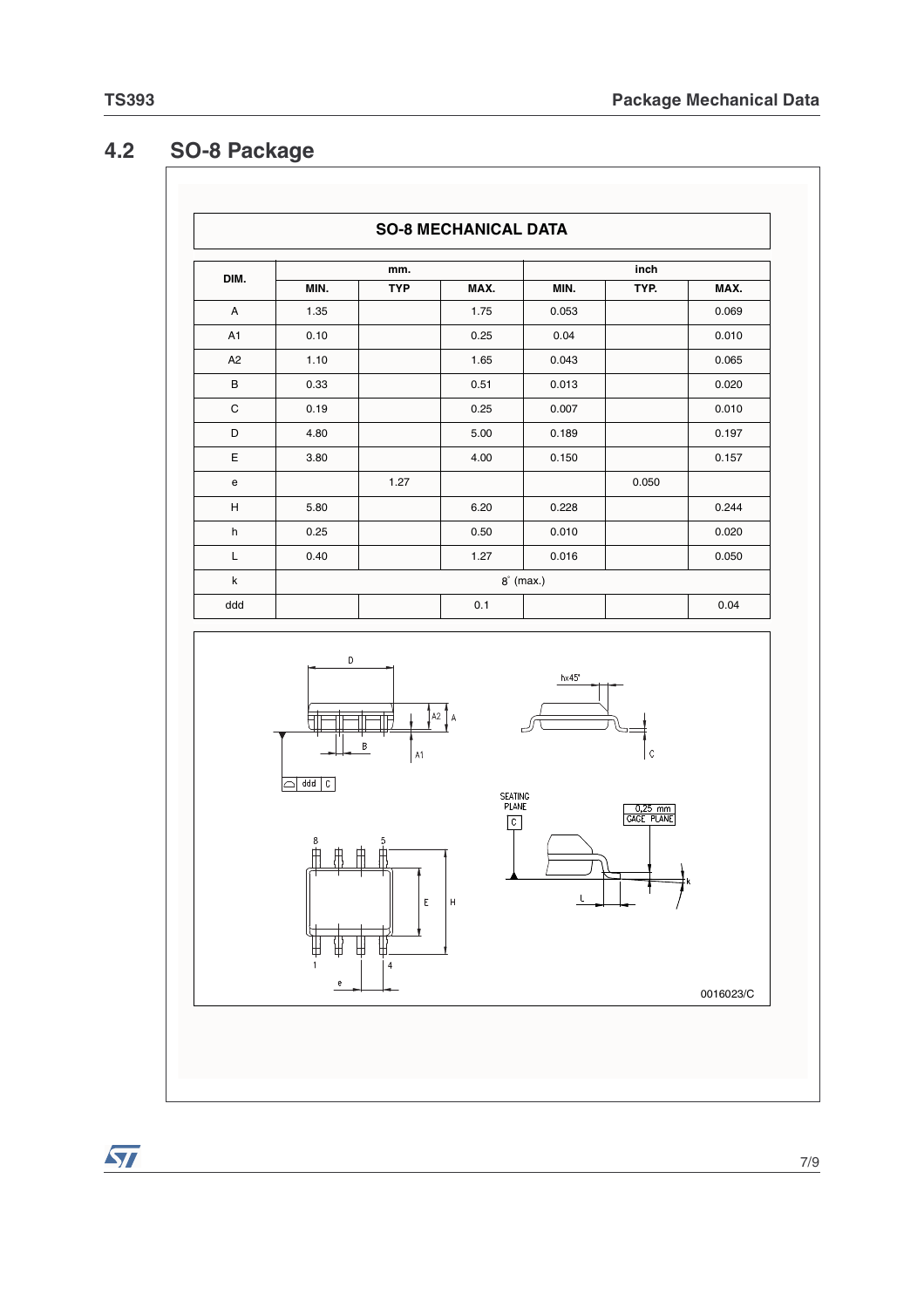## 4.2 SO-8 Package

**SO-8 MECHANICAL DATA**

| DIM. | mm. | | | inch | | |
|---|---|---|---|---|---|---|
| | MIN. | TYP | MAX. | MIN. | TYP. | MAX. |
| A | 1.35 | | 1.75 | 0.053 | | 0.069 |
| A1 | 0.10 | | 0.25 | 0.04 | | 0.010 |
| A2 | 1.10 | | 1.65 | 0.043 | | 0.065 |
| B | 0.33 | | 0.51 | 0.013 | | 0.020 |
| C | 0.19 | | 0.25 | 0.007 | | 0.010 |
| D | 4.80 | | 5.00 | 0.189 | | 0.197 |
| E | 3.80 | | 4.00 | 0.150 | | 0.157 |
| e | | 1.27 | | | 0.050 | |
| H | 5.80 | | 6.20 | 0.228 | | 0.244 |
| h | 0.25 | | 0.50 | 0.010 | | 0.020 |
| L | 0.40 | | 1.27 | 0.016 | | 0.050 |
| k | 8° (max.) | | | | | |
| ddd | | | 0.1 | | | 0.04 |

0016023/C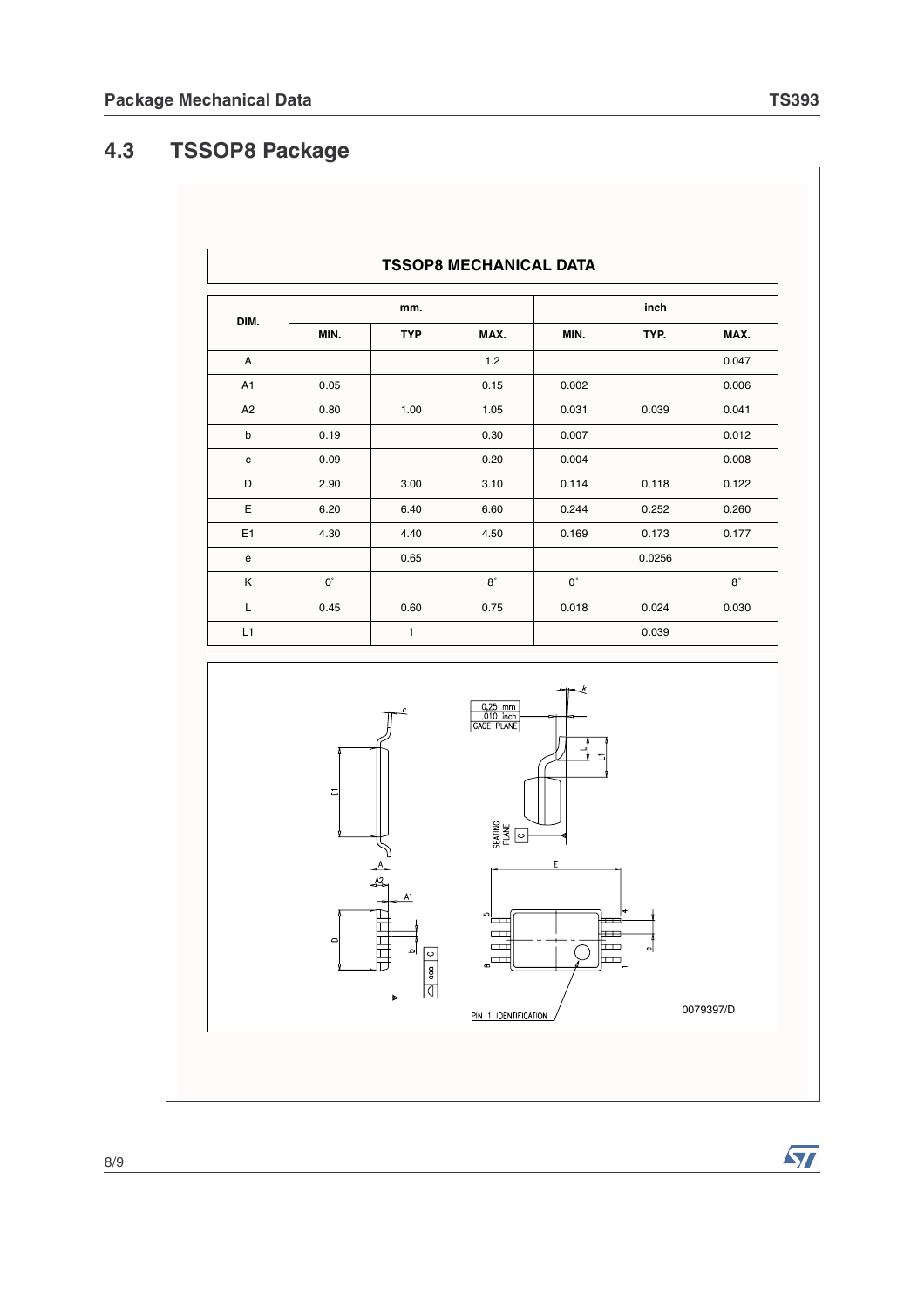## 4.3 TSSOP8 Package

**TSSOP8 MECHANICAL DATA**

| DIM. | mm. | | | inch | | |
|---|---|---|---|---|---|---|
| | MIN. | TYP | MAX. | MIN. | TYP. | MAX. |
| A | | | 1.2 | | | 0.047 |
| A1 | 0.05 | | 0.15 | 0.002 | | 0.006 |
| A2 | 0.80 | 1.00 | 1.05 | 0.031 | 0.039 | 0.041 |
| b | 0.19 | | 0.30 | 0.007 | | 0.012 |
| c | 0.09 | | 0.20 | 0.004 | | 0.008 |
| D | 2.90 | 3.00 | 3.10 | 0.114 | 0.118 | 0.122 |
| E | 6.20 | 6.40 | 6.60 | 0.244 | 0.252 | 0.260 |
| E1 | 4.30 | 4.40 | 4.50 | 0.169 | 0.173 | 0.177 |
| e | | 0.65 | | | 0.0256 | |
| K | 0° | | 8° | 0° | | 8° |
| L | 0.45 | 0.60 | 0.75 | 0.018 | 0.024 | 0.030 |
| L1 | | 1 | | | 0.039 | |

0079397/D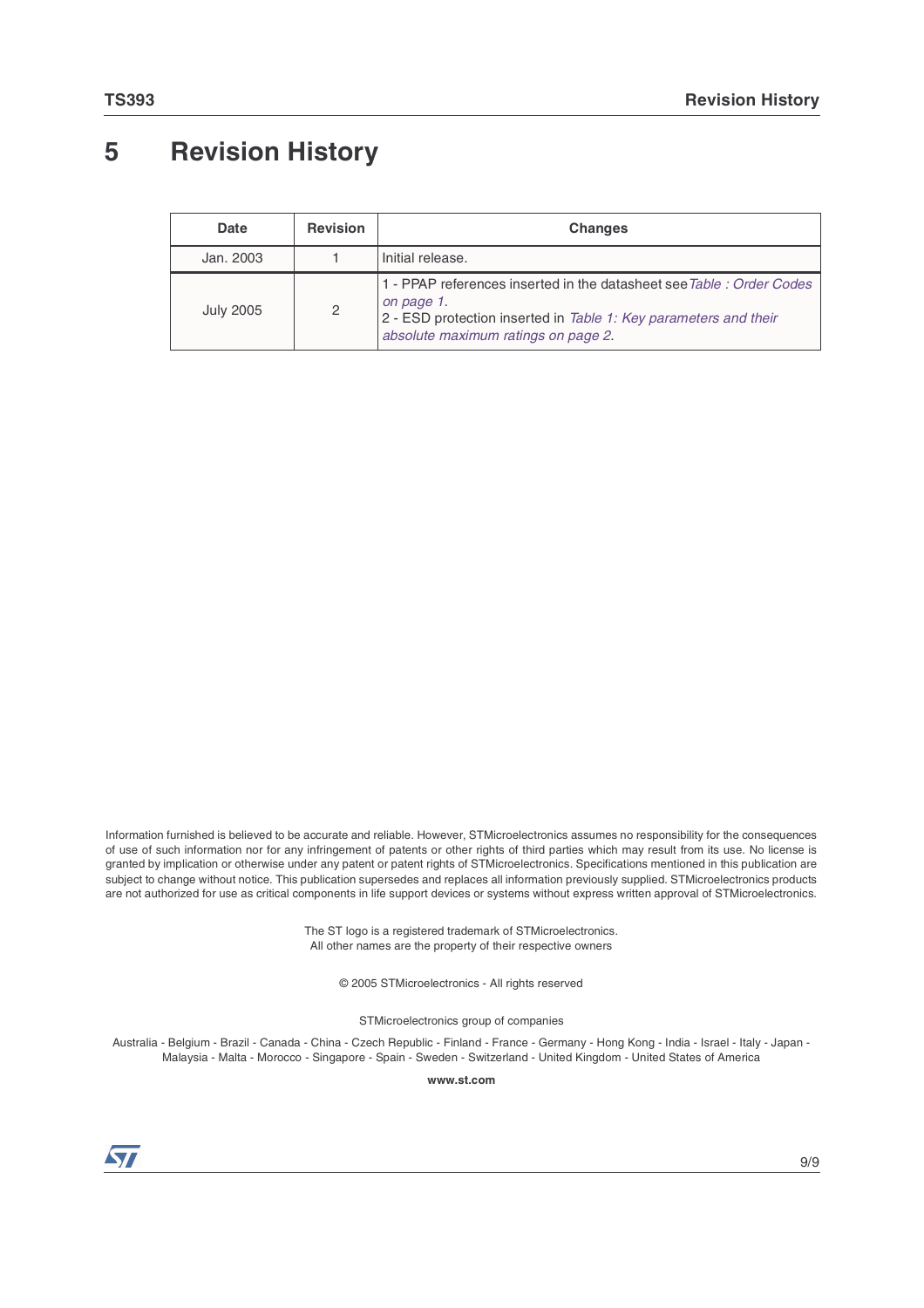# 5 Revision History

| Date | Revision | Changes |
|---|---|---|
| Jan. 2003 | 1 | Initial release. |
| July 2005 | 2 | 1 - PPAP references inserted in the datasheet see *Table : Order Codes on page 1*.<br>2 - ESD protection inserted in *Table 1: Key parameters and their absolute maximum ratings on page 2*. |

Information furnished is believed to be accurate and reliable. However, STMicroelectronics assumes no responsibility for the consequences of use of such information nor for any infringement of patents or other rights of third parties which may result from its use. No license is granted by implication or otherwise under any patent or patent rights of STMicroelectronics. Specifications mentioned in this publication are subject to change without notice. This publication supersedes and replaces all information previously supplied. STMicroelectronics products are not authorized for use as critical components in life support devices or systems without express written approval of STMicroelectronics.

The ST logo is a registered trademark of STMicroelectronics.
All other names are the property of their respective owners

© 2005 STMicroelectronics - All rights reserved

STMicroelectronics group of companies

Australia - Belgium - Brazil - Canada - China - Czech Republic - Finland - France - Germany - Hong Kong - India - Israel - Italy - Japan - Malaysia - Malta - Morocco - Singapore - Spain - Sweden - Switzerland - United Kingdom - United States of America

**www.st.com**